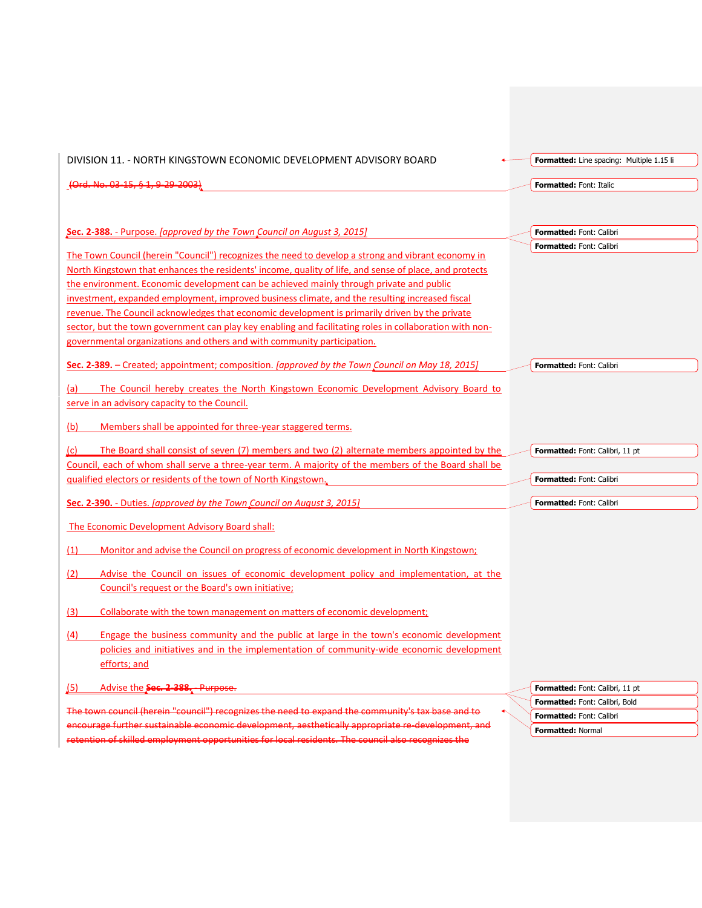DIVISION 11. - NORTH KINGSTOWN ECONOMIC DEVELOPMENT ADVISORY BOARD

~~(Ord. No. 03-15, § 1, 9-29-2003)~~

**Sec. 2-388.** - Purpose. *[approved by the Town Council on August 3, 2015]*

The Town Council (herein "Council") recognizes the need to develop a strong and vibrant economy in North Kingstown that enhances the residents' income, quality of life, and sense of place, and protects the environment. Economic development can be achieved mainly through private and public investment, expanded employment, improved business climate, and the resulting increased fiscal revenue. The Council acknowledges that economic development is primarily driven by the private sector, but the town government can play key enabling and facilitating roles in collaboration with non-governmental organizations and others and with community participation.

**Sec. 2-389.** – Created; appointment; composition. *[approved by the Town Council on May 18, 2015]*

(a) The Council hereby creates the North Kingstown Economic Development Advisory Board to serve in an advisory capacity to the Council.

(b) Members shall be appointed for three-year staggered terms.

(c) The Board shall consist of seven (7) members and two (2) alternate members appointed by the Council, each of whom shall serve a three-year term. A majority of the members of the Board shall be qualified electors or residents of the town of North Kingstown.

**Sec. 2-390.** - Duties. *[approved by the Town Council on August 3, 2015]*

The Economic Development Advisory Board shall:

(1) Monitor and advise the Council on progress of economic development in North Kingstown;

(2) Advise the Council on issues of economic development policy and implementation, at the Council's request or the Board's own initiative;

(3) Collaborate with the town management on matters of economic development;

(4) Engage the business community and the public at large in the town's economic development policies and initiatives and in the implementation of community-wide economic development efforts; and

(5) Advise the ~~**Sec. 2-388.** - Purpose.~~

~~The town council (herein "council") recognizes the need to expand the community's tax base and to encourage further sustainable economic development, aesthetically appropriate re-development, and retention of skilled employment opportunities for local residents. The council also recognizes the~~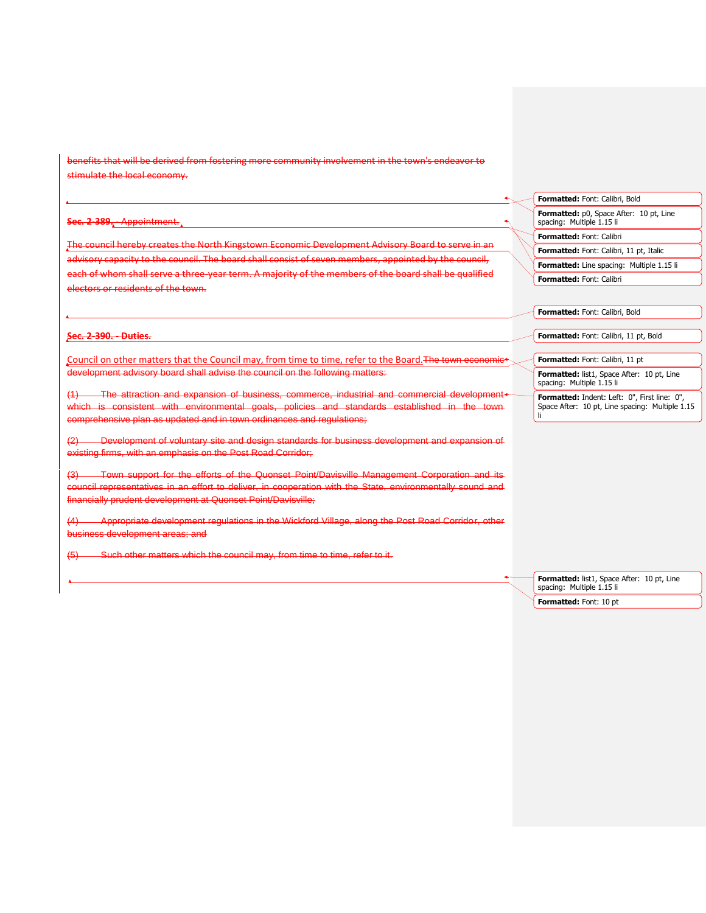benefits that will be derived from fostering more community involvement in the town's endeavor to stimulate the local economy.

**Sec. 2-389. - Appointment.**

The council hereby creates the North Kingstown Economic Development Advisory Board to serve in an advisory capacity to the council. The board shall consist of seven members, appointed by the council, each of whom shall serve a three-year term. A majority of the members of the board shall be qualified electors or residents of the town.

**Sec. 2-390. - Duties.**

Council on other matters that the Council may, from time to time, refer to the Board.The town economic development advisory board shall advise the council on the following matters:

(1) The attraction and expansion of business, commerce, industrial and commercial development which is consistent with environmental goals, policies and standards established in the town comprehensive plan as updated and in town ordinances and regulations;

(2) Development of voluntary site and design standards for business development and expansion of existing firms, with an emphasis on the Post Road Corridor;

(3) Town support for the efforts of the Quonset Point/Davisville Management Corporation and its council representatives in an effort to deliver, in cooperation with the State, environmentally sound and financially prudent development at Quonset Point/Davisville;

(4) Appropriate development regulations in the Wickford Village, along the Post Road Corridor, other business development areas; and

(5) Such other matters which the council may, from time to time, refer to it.

**Formatted:** Font: Calibri, Bold

**Formatted:** p0, Space After: 10 pt, Line spacing: Multiple 1.15 li

**Formatted:** Font: Calibri

**Formatted:** Font: Calibri, 11 pt, Italic

**Formatted:** Line spacing: Multiple 1.15 li

**Formatted:** Font: Calibri

**Formatted:** Font: Calibri, Bold

**Formatted:** Font: Calibri, 11 pt, Bold

**Formatted:** Font: Calibri, 11 pt

**Formatted:** list1, Space After: 10 pt, Line spacing: Multiple 1.15 li

**Formatted:** Indent: Left: 0", First line: 0", Space After: 10 pt, Line spacing: Multiple 1.15 li

**Formatted:** list1, Space After: 10 pt, Line spacing: Multiple 1.15 li

**Formatted:** Font: 10 pt